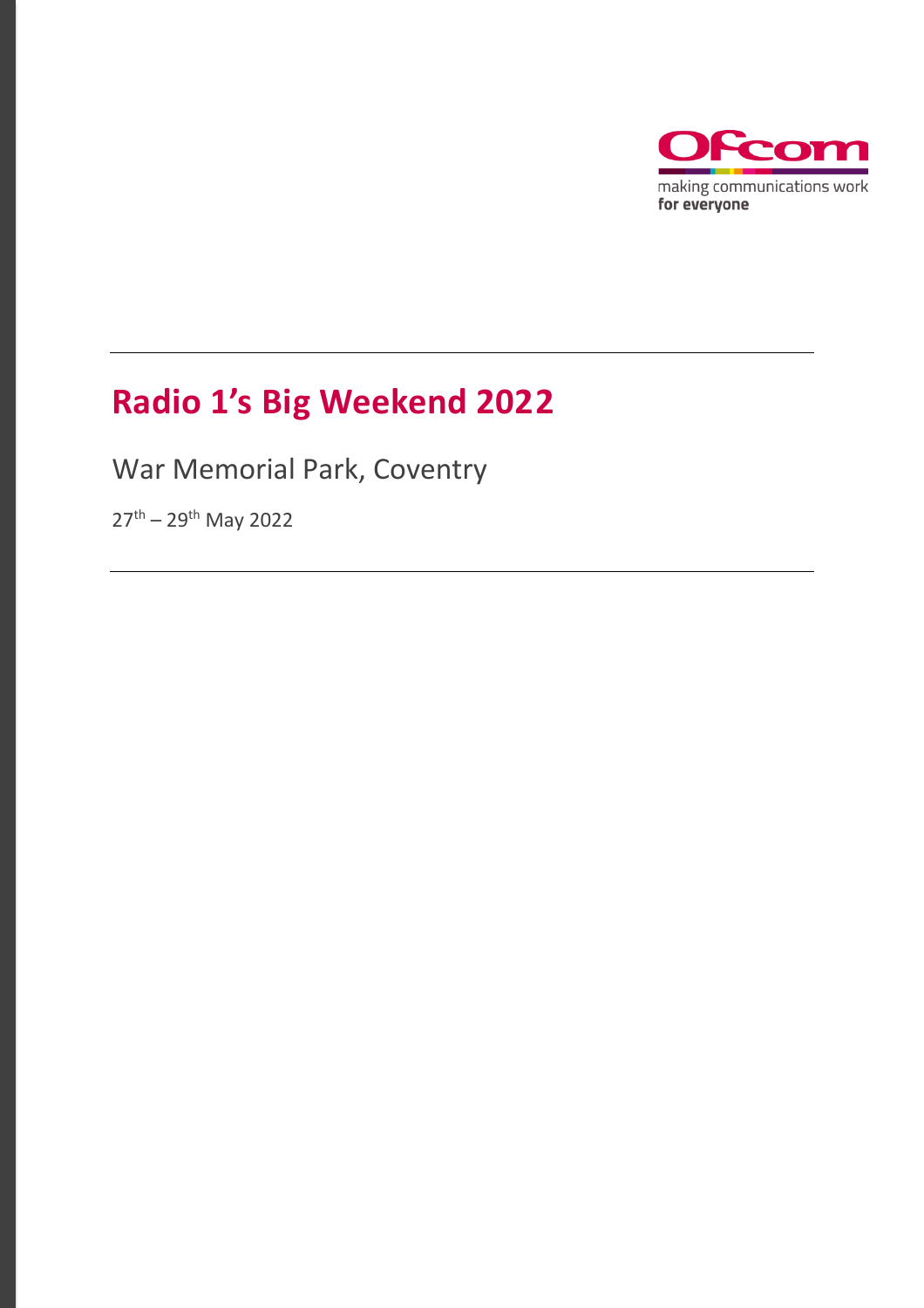Ofcom

making communications work
**for everyone**

# Radio 1's Big Weekend 2022

War Memorial Park, Coventry

27th – 29th May 2022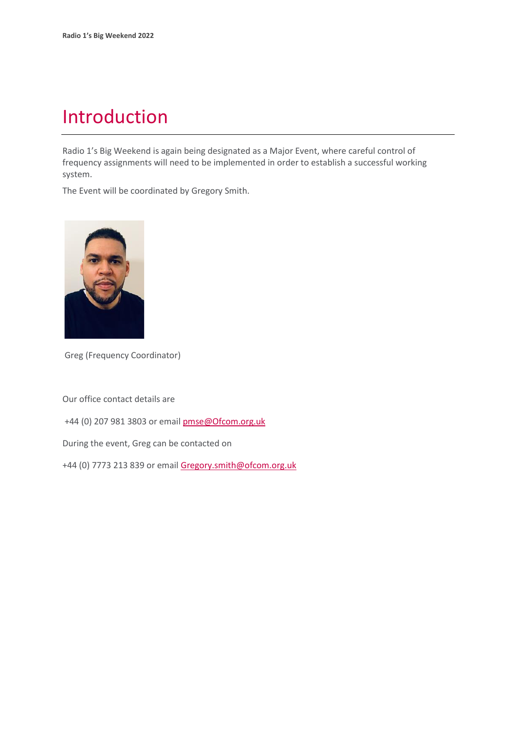# Introduction

Radio 1's Big Weekend is again being designated as a Major Event, where careful control of frequency assignments will need to be implemented in order to establish a successful working system.

The Event will be coordinated by Gregory Smith.

Greg (Frequency Coordinator)

Our office contact details are

+44 (0) 207 981 3803 or email [pmse@Ofcom.org.uk](mailto:pmse@Ofcom.org.uk)

During the event, Greg can be contacted on

+44 (0) 7773 213 839 or email [Gregory.smith@ofcom.org.uk](mailto:Gregory.smith@ofcom.org.uk)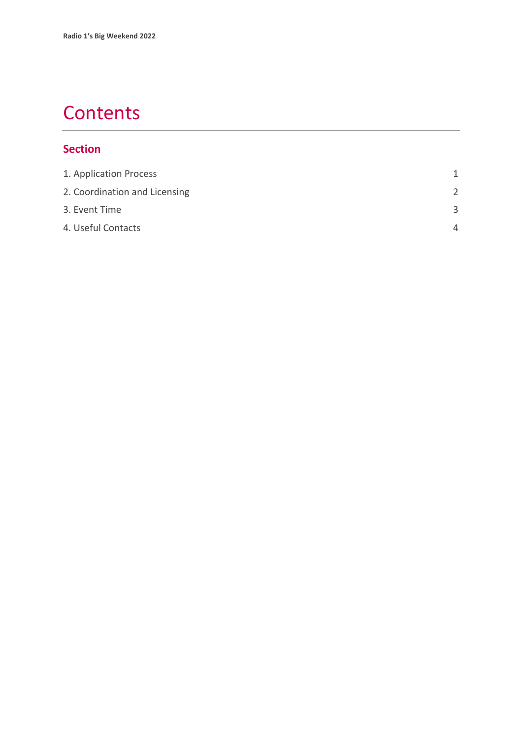# Contents

## Section

| | |
|---|---|
| 1. Application Process | 1 |
| 2. Coordination and Licensing | 2 |
| 3. Event Time | 3 |
| 4. Useful Contacts | 4 |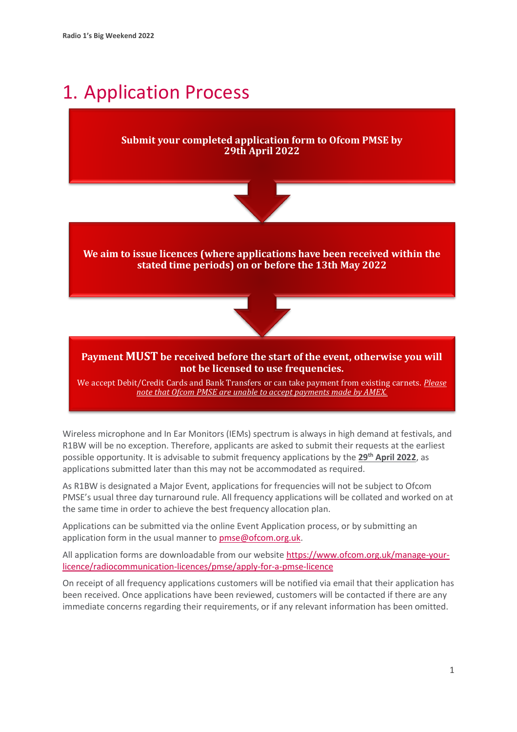# 1. Application Process

**Submit your completed application form to Ofcom PMSE by 29th April 2022**

**We aim to issue licences (where applications have been received within the stated time periods) on or before the 13th May 2022**

**Payment MUST be received before the start of the event, otherwise you will not be licensed to use frequencies.**

We accept Debit/Credit Cards and Bank Transfers or can take payment from existing carnets. *Please note that Ofcom PMSE are unable to accept payments made by AMEX.*

Wireless microphone and In Ear Monitors (IEMs) spectrum is always in high demand at festivals, and R1BW will be no exception. Therefore, applicants are asked to submit their requests at the earliest possible opportunity. It is advisable to submit frequency applications by the **29th April 2022**, as applications submitted later than this may not be accommodated as required.

As R1BW is designated a Major Event, applications for frequencies will not be subject to Ofcom PMSE's usual three day turnaround rule. All frequency applications will be collated and worked on at the same time in order to achieve the best frequency allocation plan.

Applications can be submitted via the online Event Application process, or by submitting an application form in the usual manner to pmse@ofcom.org.uk.

All application forms are downloadable from our website https://www.ofcom.org.uk/manage-your-licence/radiocommunication-licences/pmse/apply-for-a-pmse-licence

On receipt of all frequency applications customers will be notified via email that their application has been received. Once applications have been reviewed, customers will be contacted if there are any immediate concerns regarding their requirements, or if any relevant information has been omitted.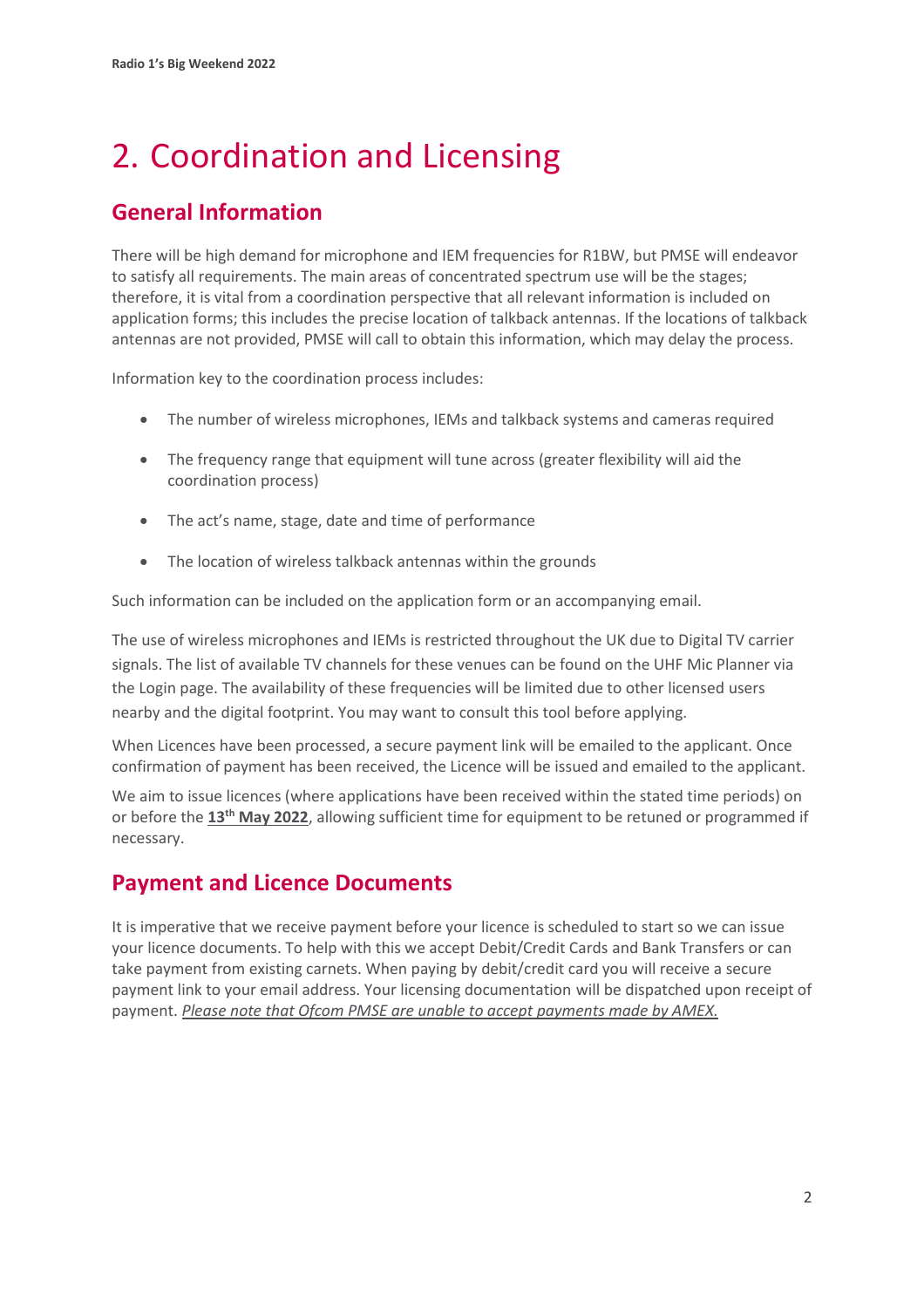# 2. Coordination and Licensing

## General Information

There will be high demand for microphone and IEM frequencies for R1BW, but PMSE will endeavor to satisfy all requirements. The main areas of concentrated spectrum use will be the stages; therefore, it is vital from a coordination perspective that all relevant information is included on application forms; this includes the precise location of talkback antennas. If the locations of talkback antennas are not provided, PMSE will call to obtain this information, which may delay the process.

Information key to the coordination process includes:

- The number of wireless microphones, IEMs and talkback systems and cameras required
- The frequency range that equipment will tune across (greater flexibility will aid the coordination process)
- The act's name, stage, date and time of performance
- The location of wireless talkback antennas within the grounds

Such information can be included on the application form or an accompanying email.

The use of wireless microphones and IEMs is restricted throughout the UK due to Digital TV carrier signals. The list of available TV channels for these venues can be found on the UHF Mic Planner via the Login page. The availability of these frequencies will be limited due to other licensed users nearby and the digital footprint. You may want to consult this tool before applying.

When Licences have been processed, a secure payment link will be emailed to the applicant. Once confirmation of payment has been received, the Licence will be issued and emailed to the applicant.

We aim to issue licences (where applications have been received within the stated time periods) on or before the **13th May 2022**, allowing sufficient time for equipment to be retuned or programmed if necessary.

## Payment and Licence Documents

It is imperative that we receive payment before your licence is scheduled to start so we can issue your licence documents. To help with this we accept Debit/Credit Cards and Bank Transfers or can take payment from existing carnets. When paying by debit/credit card you will receive a secure payment link to your email address. Your licensing documentation will be dispatched upon receipt of payment. *Please note that Ofcom PMSE are unable to accept payments made by AMEX.*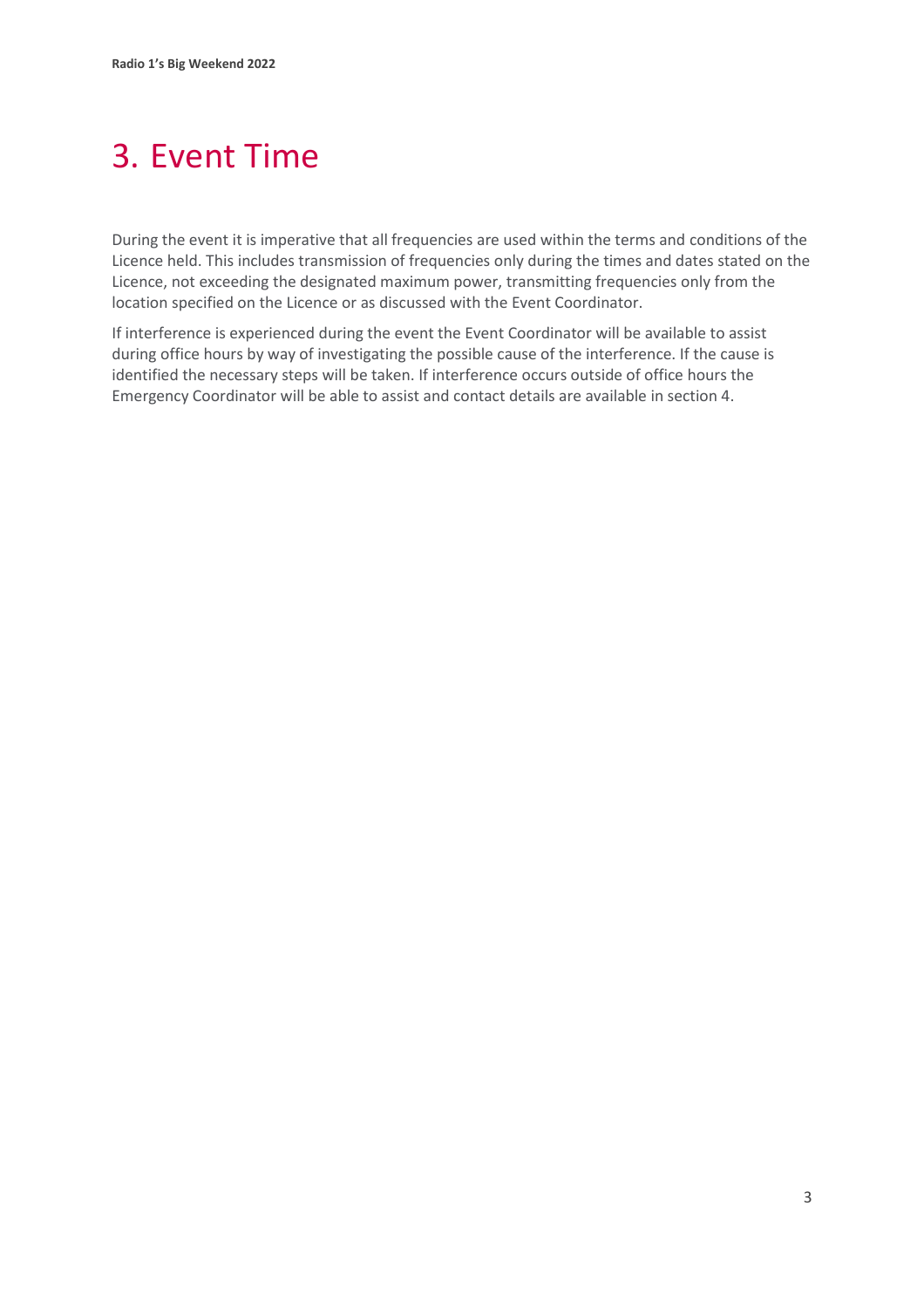# 3. Event Time

During the event it is imperative that all frequencies are used within the terms and conditions of the Licence held. This includes transmission of frequencies only during the times and dates stated on the Licence, not exceeding the designated maximum power, transmitting frequencies only from the location specified on the Licence or as discussed with the Event Coordinator.

If interference is experienced during the event the Event Coordinator will be available to assist during office hours by way of investigating the possible cause of the interference. If the cause is identified the necessary steps will be taken. If interference occurs outside of office hours the Emergency Coordinator will be able to assist and contact details are available in section 4.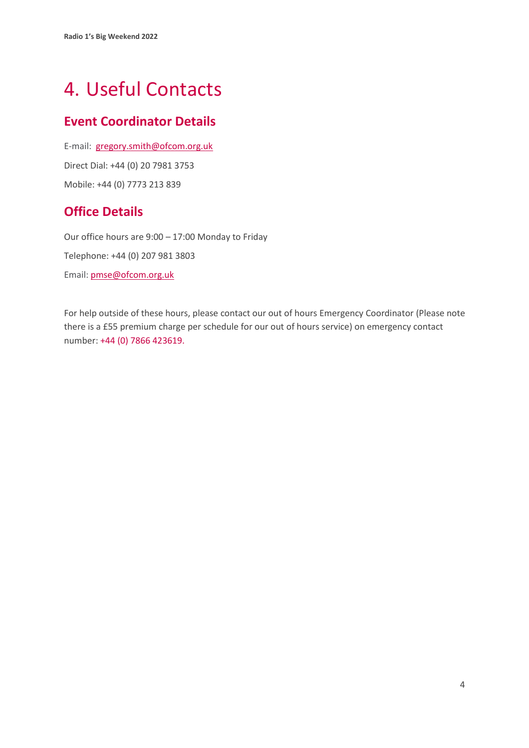# 4. Useful Contacts

## Event Coordinator Details

E-mail: gregory.smith@ofcom.org.uk

Direct Dial: +44 (0) 20 7981 3753

Mobile: +44 (0) 7773 213 839

## Office Details

Our office hours are 9:00 – 17:00 Monday to Friday

Telephone: +44 (0) 207 981 3803

Email: pmse@ofcom.org.uk

For help outside of these hours, please contact our out of hours Emergency Coordinator (Please note there is a £55 premium charge per schedule for our out of hours service) on emergency contact number: +44 (0) 7866 423619.